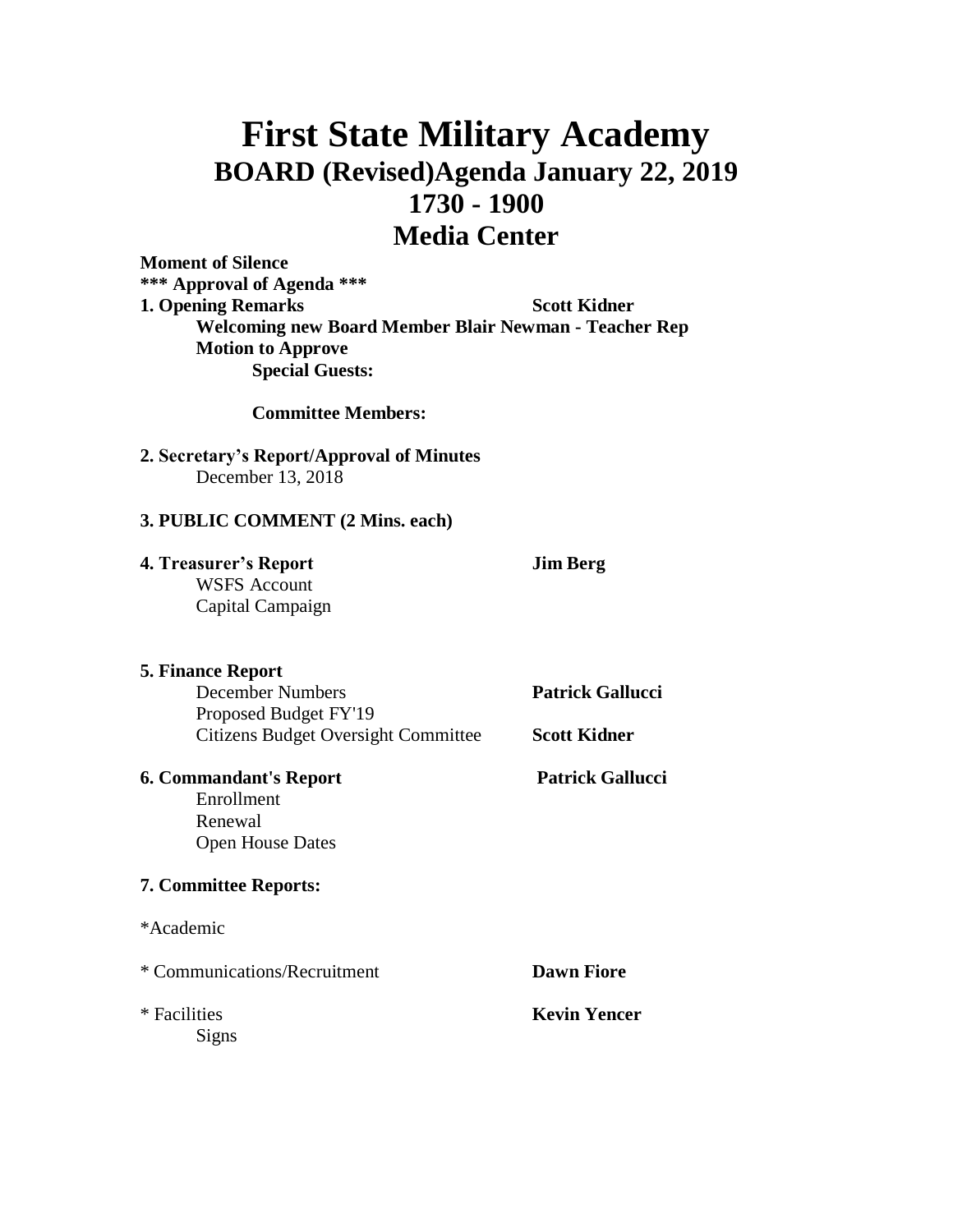# First State Military Academy

## BOARD (Revised)Agenda January 22, 2019

## 1730 - 1900

## Media Center

**Moment of Silence**

**\*\*\* Approval of Agenda \*\*\***

**1. Opening Remarks** **Scott Kidner**

**Welcoming new Board Member Blair Newman - Teacher Rep**

**Motion to Approve**

**Special Guests:**

**Committee Members:**

**2. Secretary's Report/Approval of Minutes**

December 13, 2018

**3. PUBLIC COMMENT (2 Mins. each)**

**4. Treasurer's Report** **Jim Berg**

WSFS Account

Capital Campaign

**5. Finance Report**

December Numbers **Patrick Gallucci**

Proposed Budget FY'19

Citizens Budget Oversight Committee **Scott Kidner**

**6. Commandant's Report** **Patrick Gallucci**

Enrollment

Renewal

Open House Dates

**7. Committee Reports:**

*Academic

* Communications/Recruitment **Dawn Fiore**

* Facilities **Kevin Yencer**

Signs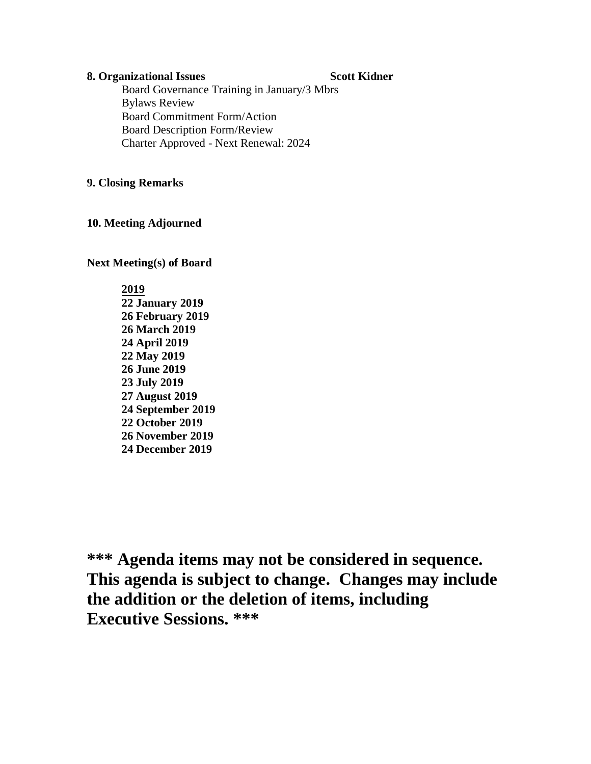**8. Organizational Issues** **Scott Kidner**

Board Governance Training in January/3 Mbrs
Bylaws Review
Board Commitment Form/Action
Board Description Form/Review
Charter Approved - Next Renewal: 2024

**9. Closing Remarks**

**10. Meeting Adjourned**

**Next Meeting(s) of Board**

**2019**
**22 January 2019**
**26 February 2019**
**26 March 2019**
**24 April 2019**
**22 May 2019**
**26 June 2019**
**23 July 2019**
**27 August 2019**
**24 September 2019**
**22 October 2019**
**26 November 2019**
**24 December 2019**

**\*\*\* Agenda items may not be considered in sequence. This agenda is subject to change. Changes may include the addition or the deletion of items, including Executive Sessions. \*\*\***